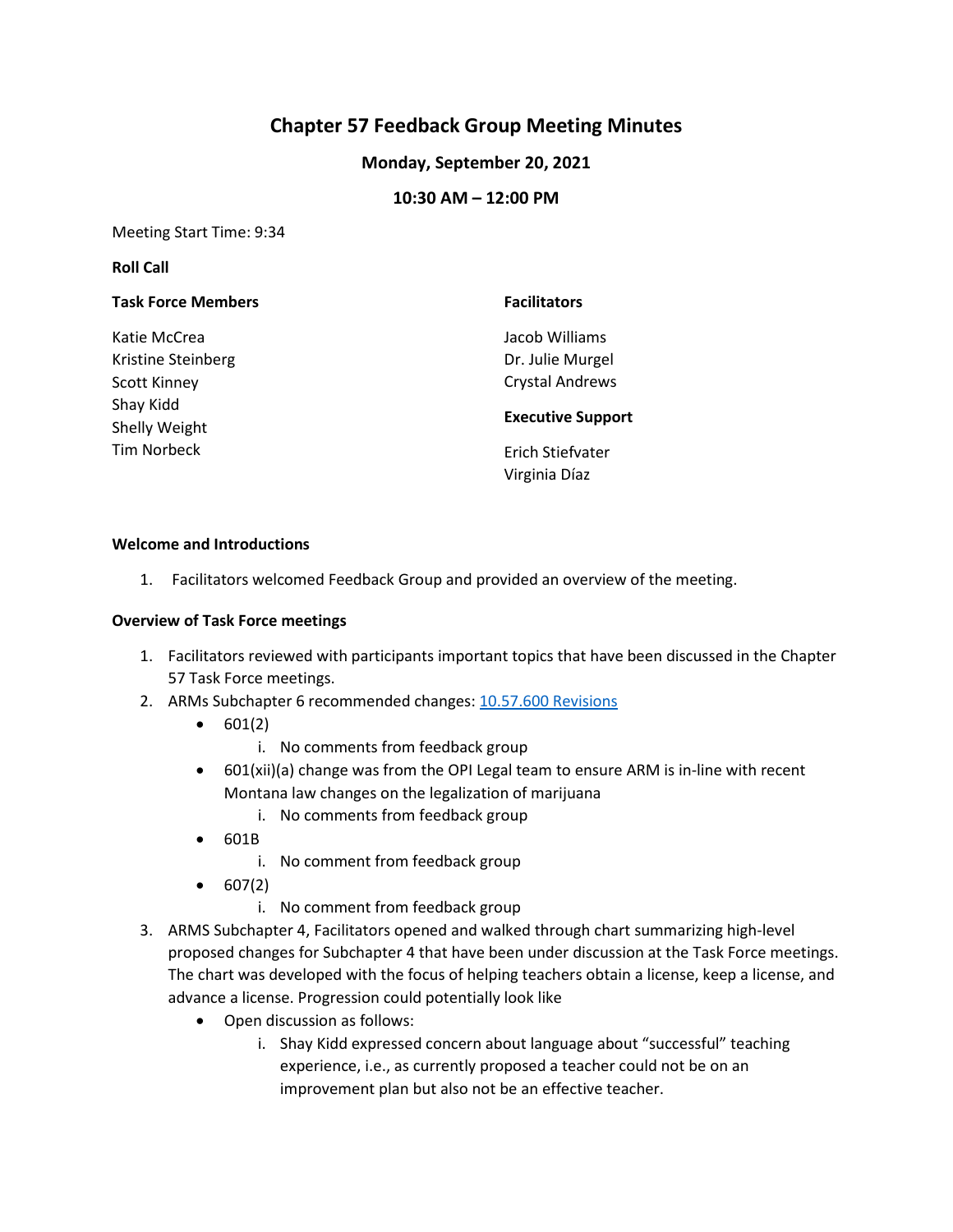# Chapter 57 Feedback Group Meeting Minutes

**Monday, September 20, 2021**

**10:30 AM – 12:00 PM**

Meeting Start Time: 9:34

**Roll Call**

**Task Force Members**

Katie McCrea
Kristine Steinberg
Scott Kinney
Shay Kidd
Shelly Weight
Tim Norbeck

**Facilitators**

Jacob Williams
Dr. Julie Murgel
Crystal Andrews

**Executive Support**

Erich Stiefvater
Virginia Díaz

**Welcome and Introductions**

1. Facilitators welcomed Feedback Group and provided an overview of the meeting.

**Overview of Task Force meetings**

1. Facilitators reviewed with participants important topics that have been discussed in the Chapter 57 Task Force meetings.
2. ARMs Subchapter 6 recommended changes: [10.57.600 Revisions]()
   - 601(2)
     i. No comments from feedback group
   - 601(xii)(a) change was from the OPI Legal team to ensure ARM is in-line with recent Montana law changes on the legalization of marijuana
     i. No comments from feedback group
   - 601B
     i. No comment from feedback group
   - 607(2)
     i. No comment from feedback group
3. ARMS Subchapter 4, Facilitators opened and walked through chart summarizing high-level proposed changes for Subchapter 4 that have been under discussion at the Task Force meetings. The chart was developed with the focus of helping teachers obtain a license, keep a license, and advance a license. Progression could potentially look like
   - Open discussion as follows:
     i. Shay Kidd expressed concern about language about "successful" teaching experience, i.e., as currently proposed a teacher could not be on an improvement plan but also not be an effective teacher.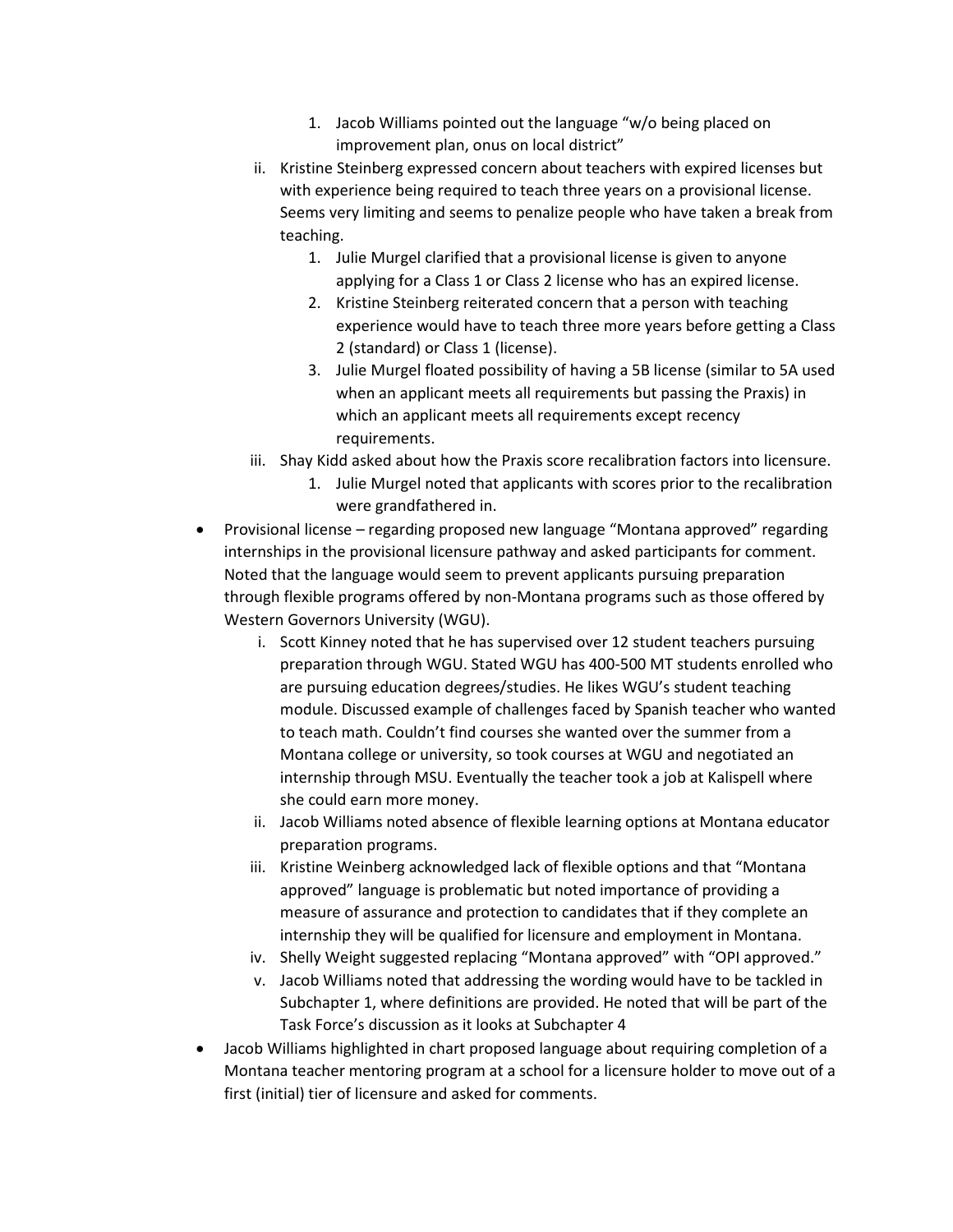1. Jacob Williams pointed out the language "w/o being placed on improvement plan, onus on local district"
   - ii. Kristine Steinberg expressed concern about teachers with expired licenses but with experience being required to teach three years on a provisional license. Seems very limiting and seems to penalize people who have taken a break from teaching.
      1. Julie Murgel clarified that a provisional license is given to anyone applying for a Class 1 or Class 2 license who has an expired license.
      2. Kristine Steinberg reiterated concern that a person with teaching experience would have to teach three more years before getting a Class 2 (standard) or Class 1 (license).
      3. Julie Murgel floated possibility of having a 5B license (similar to 5A used when an applicant meets all requirements but passing the Praxis) in which an applicant meets all requirements except recency requirements.
   - iii. Shay Kidd asked about how the Praxis score recalibration factors into licensure.
      1. Julie Murgel noted that applicants with scores prior to the recalibration were grandfathered in.

- Provisional license – regarding proposed new language "Montana approved" regarding internships in the provisional licensure pathway and asked participants for comment. Noted that the language would seem to prevent applicants pursuing preparation through flexible programs offered by non-Montana programs such as those offered by Western Governors University (WGU).
   - i. Scott Kinney noted that he has supervised over 12 student teachers pursuing preparation through WGU. Stated WGU has 400-500 MT students enrolled who are pursuing education degrees/studies. He likes WGU's student teaching module. Discussed example of challenges faced by Spanish teacher who wanted to teach math. Couldn't find courses she wanted over the summer from a Montana college or university, so took courses at WGU and negotiated an internship through MSU. Eventually the teacher took a job at Kalispell where she could earn more money.
   - ii. Jacob Williams noted absence of flexible learning options at Montana educator preparation programs.
   - iii. Kristine Weinberg acknowledged lack of flexible options and that "Montana approved" language is problematic but noted importance of providing a measure of assurance and protection to candidates that if they complete an internship they will be qualified for licensure and employment in Montana.
   - iv. Shelly Weight suggested replacing "Montana approved" with "OPI approved."
   - v. Jacob Williams noted that addressing the wording would have to be tackled in Subchapter 1, where definitions are provided. He noted that will be part of the Task Force's discussion as it looks at Subchapter 4

- Jacob Williams highlighted in chart proposed language about requiring completion of a Montana teacher mentoring program at a school for a licensure holder to move out of a first (initial) tier of licensure and asked for comments.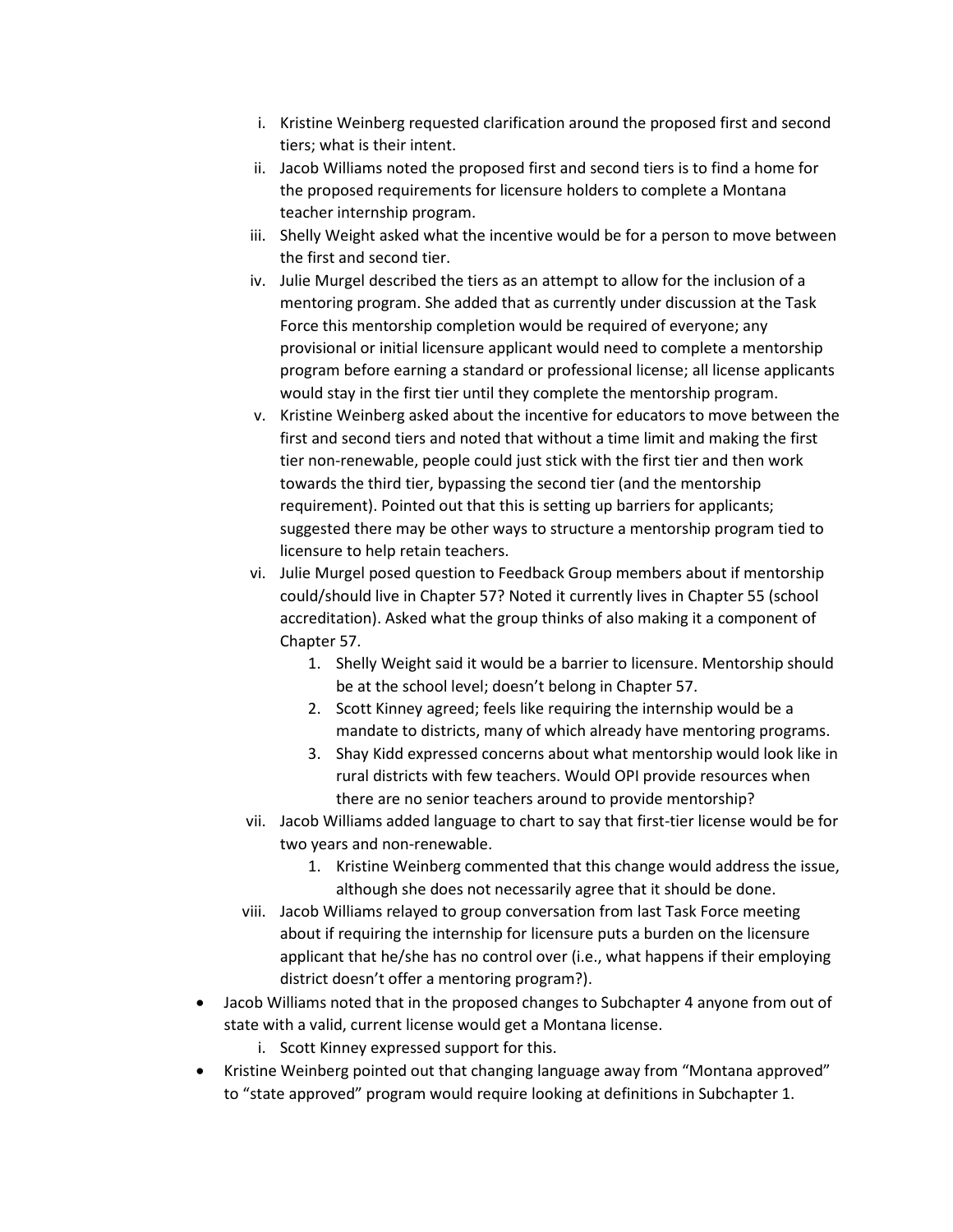i. Kristine Weinberg requested clarification around the proposed first and second tiers; what is their intent.
   ii. Jacob Williams noted the proposed first and second tiers is to find a home for the proposed requirements for licensure holders to complete a Montana teacher internship program.
   iii. Shelly Weight asked what the incentive would be for a person to move between the first and second tier.
   iv. Julie Murgel described the tiers as an attempt to allow for the inclusion of a mentoring program. She added that as currently under discussion at the Task Force this mentorship completion would be required of everyone; any provisional or initial licensure applicant would need to complete a mentorship program before earning a standard or professional license; all license applicants would stay in the first tier until they complete the mentorship program.
   v. Kristine Weinberg asked about the incentive for educators to move between the first and second tiers and noted that without a time limit and making the first tier non-renewable, people could just stick with the first tier and then work towards the third tier, bypassing the second tier (and the mentorship requirement). Pointed out that this is setting up barriers for applicants; suggested there may be other ways to structure a mentorship program tied to licensure to help retain teachers.
   vi. Julie Murgel posed question to Feedback Group members about if mentorship could/should live in Chapter 57? Noted it currently lives in Chapter 55 (school accreditation). Asked what the group thinks of also making it a component of Chapter 57.
      1. Shelly Weight said it would be a barrier to licensure. Mentorship should be at the school level; doesn't belong in Chapter 57.
      2. Scott Kinney agreed; feels like requiring the internship would be a mandate to districts, many of which already have mentoring programs.
      3. Shay Kidd expressed concerns about what mentorship would look like in rural districts with few teachers. Would OPI provide resources when there are no senior teachers around to provide mentorship?
   vii. Jacob Williams added language to chart to say that first-tier license would be for two years and non-renewable.
      1. Kristine Weinberg commented that this change would address the issue, although she does not necessarily agree that it should be done.
   viii. Jacob Williams relayed to group conversation from last Task Force meeting about if requiring the internship for licensure puts a burden on the licensure applicant that he/she has no control over (i.e., what happens if their employing district doesn't offer a mentoring program?).

- Jacob Williams noted that in the proposed changes to Subchapter 4 anyone from out of state with a valid, current license would get a Montana license.
   i. Scott Kinney expressed support for this.
- Kristine Weinberg pointed out that changing language away from "Montana approved" to "state approved" program would require looking at definitions in Subchapter 1.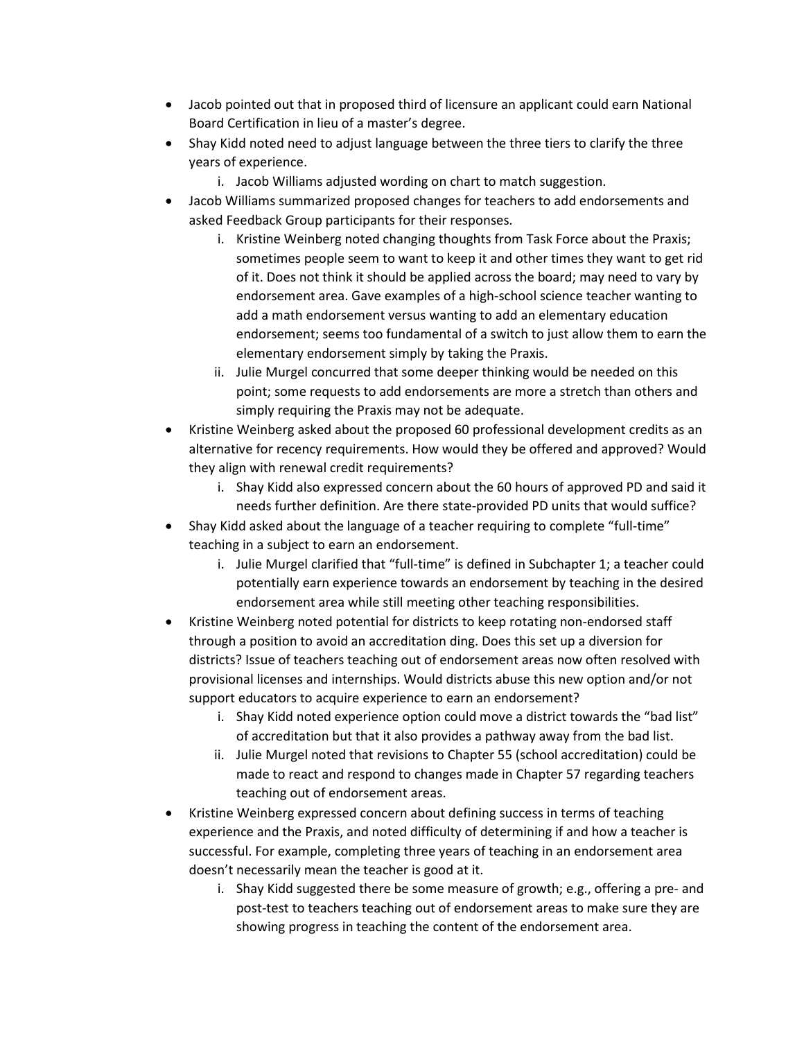- Jacob pointed out that in proposed third of licensure an applicant could earn National Board Certification in lieu of a master's degree.
- Shay Kidd noted need to adjust language between the three tiers to clarify the three years of experience.
    i. Jacob Williams adjusted wording on chart to match suggestion.
- Jacob Williams summarized proposed changes for teachers to add endorsements and asked Feedback Group participants for their responses.
    i. Kristine Weinberg noted changing thoughts from Task Force about the Praxis; sometimes people seem to want to keep it and other times they want to get rid of it. Does not think it should be applied across the board; may need to vary by endorsement area. Gave examples of a high-school science teacher wanting to add a math endorsement versus wanting to add an elementary education endorsement; seems too fundamental of a switch to just allow them to earn the elementary endorsement simply by taking the Praxis.
    ii. Julie Murgel concurred that some deeper thinking would be needed on this point; some requests to add endorsements are more a stretch than others and simply requiring the Praxis may not be adequate.
- Kristine Weinberg asked about the proposed 60 professional development credits as an alternative for recency requirements. How would they be offered and approved? Would they align with renewal credit requirements?
    i. Shay Kidd also expressed concern about the 60 hours of approved PD and said it needs further definition. Are there state-provided PD units that would suffice?
- Shay Kidd asked about the language of a teacher requiring to complete "full-time" teaching in a subject to earn an endorsement.
    i. Julie Murgel clarified that "full-time" is defined in Subchapter 1; a teacher could potentially earn experience towards an endorsement by teaching in the desired endorsement area while still meeting other teaching responsibilities.
- Kristine Weinberg noted potential for districts to keep rotating non-endorsed staff through a position to avoid an accreditation ding. Does this set up a diversion for districts? Issue of teachers teaching out of endorsement areas now often resolved with provisional licenses and internships. Would districts abuse this new option and/or not support educators to acquire experience to earn an endorsement?
    i. Shay Kidd noted experience option could move a district towards the "bad list" of accreditation but that it also provides a pathway away from the bad list.
    ii. Julie Murgel noted that revisions to Chapter 55 (school accreditation) could be made to react and respond to changes made in Chapter 57 regarding teachers teaching out of endorsement areas.
- Kristine Weinberg expressed concern about defining success in terms of teaching experience and the Praxis, and noted difficulty of determining if and how a teacher is successful. For example, completing three years of teaching in an endorsement area doesn't necessarily mean the teacher is good at it.
    i. Shay Kidd suggested there be some measure of growth; e.g., offering a pre- and post-test to teachers teaching out of endorsement areas to make sure they are showing progress in teaching the content of the endorsement area.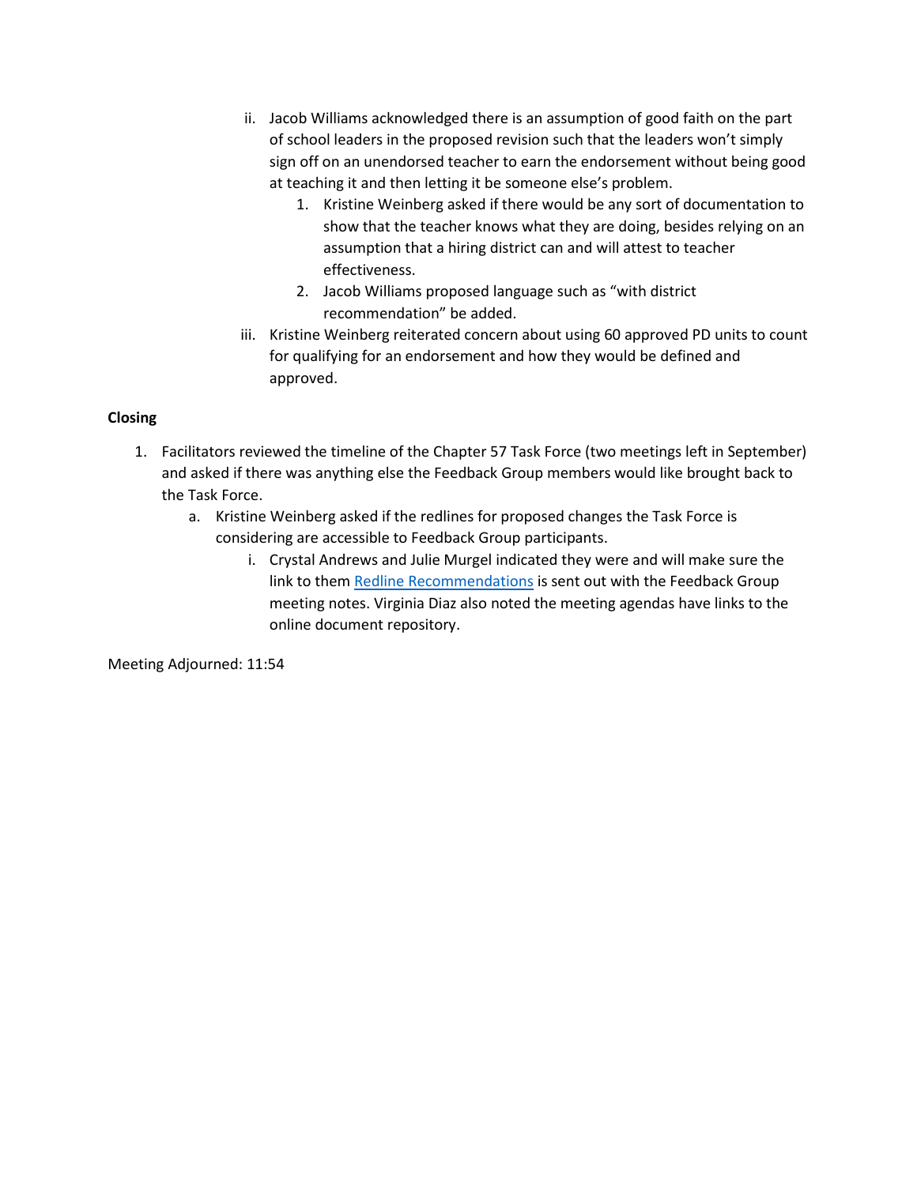ii. Jacob Williams acknowledged there is an assumption of good faith on the part of school leaders in the proposed revision such that the leaders won't simply sign off on an unendorsed teacher to earn the endorsement without being good at teaching it and then letting it be someone else's problem.
    1. Kristine Weinberg asked if there would be any sort of documentation to show that the teacher knows what they are doing, besides relying on an assumption that a hiring district can and will attest to teacher effectiveness.
    2. Jacob Williams proposed language such as "with district recommendation" be added.

iii. Kristine Weinberg reiterated concern about using 60 approved PD units to count for qualifying for an endorsement and how they would be defined and approved.

**Closing**

1. Facilitators reviewed the timeline of the Chapter 57 Task Force (two meetings left in September) and asked if there was anything else the Feedback Group members would like brought back to the Task Force.
    a. Kristine Weinberg asked if the redlines for proposed changes the Task Force is considering are accessible to Feedback Group participants.
        i. Crystal Andrews and Julie Murgel indicated they were and will make sure the link to them Redline Recommendations is sent out with the Feedback Group meeting notes. Virginia Diaz also noted the meeting agendas have links to the online document repository.

Meeting Adjourned: 11:54